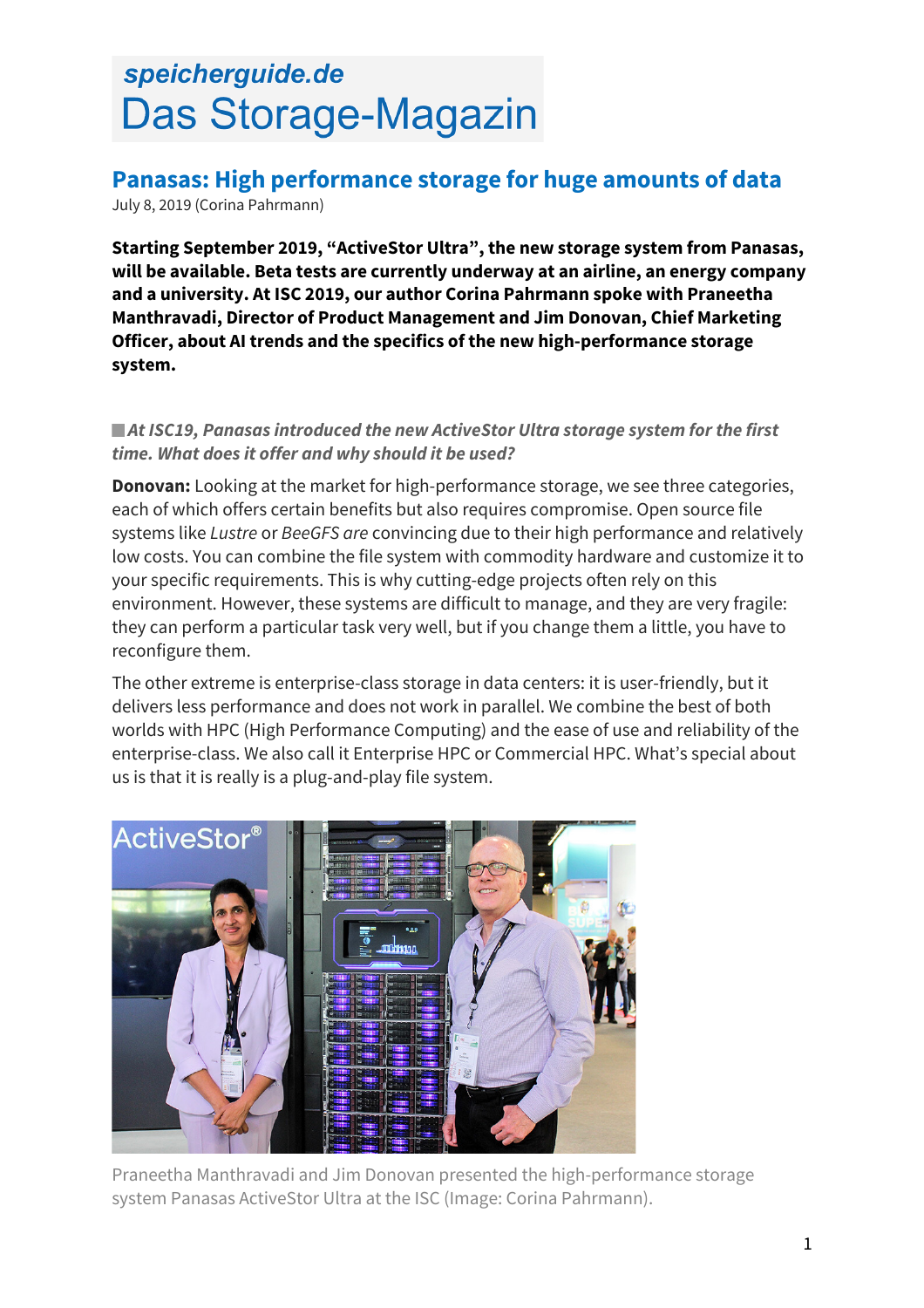speicherguide.de
Das Storage-Magazin

# Panasas: High performance storage for huge amounts of data

July 8, 2019 (Corina Pahrmann)

**Starting September 2019, "ActiveStor Ultra", the new storage system from Panasas, will be available. Beta tests are currently underway at an airline, an energy company and a university. At ISC 2019, our author Corina Pahrmann spoke with Praneetha Manthravadi, Director of Product Management and Jim Donovan, Chief Marketing Officer, about AI trends and the specifics of the new high-performance storage system.**

***At ISC19, Panasas introduced the new ActiveStor Ultra storage system for the first time. What does it offer and why should it be used?***

**Donovan:** Looking at the market for high-performance storage, we see three categories, each of which offers certain benefits but also requires compromise. Open source file systems like *Lustre* or *BeeGFS are* convincing due to their high performance and relatively low costs. You can combine the file system with commodity hardware and customize it to your specific requirements. This is why cutting-edge projects often rely on this environment. However, these systems are difficult to manage, and they are very fragile: they can perform a particular task very well, but if you change them a little, you have to reconfigure them.

The other extreme is enterprise-class storage in data centers: it is user-friendly, but it delivers less performance and does not work in parallel. We combine the best of both worlds with HPC (High Performance Computing) and the ease of use and reliability of the enterprise-class. We also call it Enterprise HPC or Commercial HPC. What's special about us is that it is really is a plug-and-play file system.

Praneetha Manthravadi and Jim Donovan presented the high-performance storage system Panasas ActiveStor Ultra at the ISC (Image: Corina Pahrmann).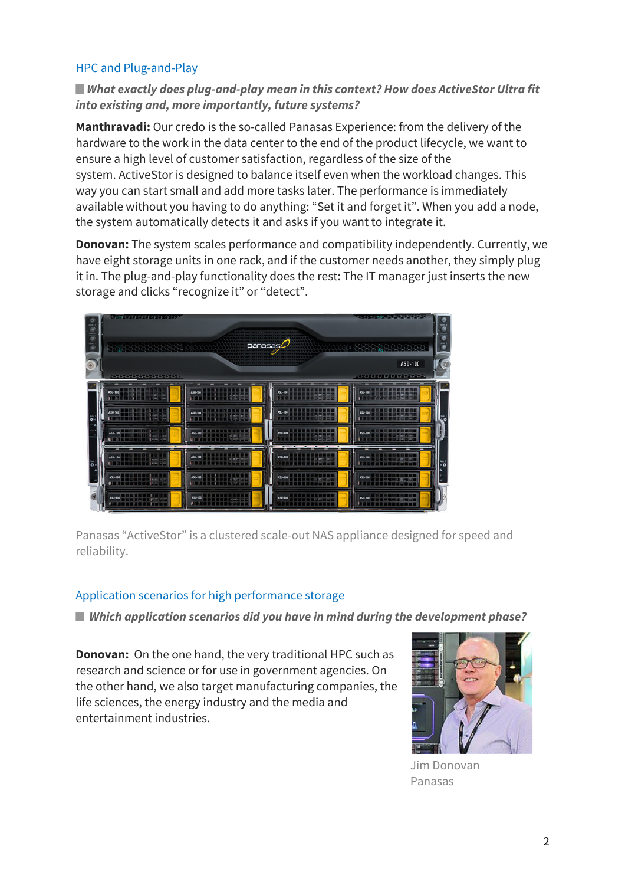## HPC and Plug-and-Play

***What exactly does plug-and-play mean in this context? How does ActiveStor Ultra fit into existing and, more importantly, future systems?***

**Manthravadi:** Our credo is the so-called Panasas Experience: from the delivery of the hardware to the work in the data center to the end of the product lifecycle, we want to ensure a high level of customer satisfaction, regardless of the size of the system. ActiveStor is designed to balance itself even when the workload changes. This way you can start small and add more tasks later. The performance is immediately available without you having to do anything: "Set it and forget it". When you add a node, the system automatically detects it and asks if you want to integrate it.

**Donovan:** The system scales performance and compatibility independently. Currently, we have eight storage units in one rack, and if the customer needs another, they simply plug it in. The plug-and-play functionality does the rest: The IT manager just inserts the new storage and clicks "recognize it" or "detect".

Panasas "ActiveStor" is a clustered scale-out NAS appliance designed for speed and reliability.

## Application scenarios for high performance storage

***Which application scenarios did you have in mind during the development phase?***

**Donovan:** On the one hand, the very traditional HPC such as research and science or for use in government agencies. On the other hand, we also target manufacturing companies, the life sciences, the energy industry and the media and entertainment industries.

Jim Donovan
Panasas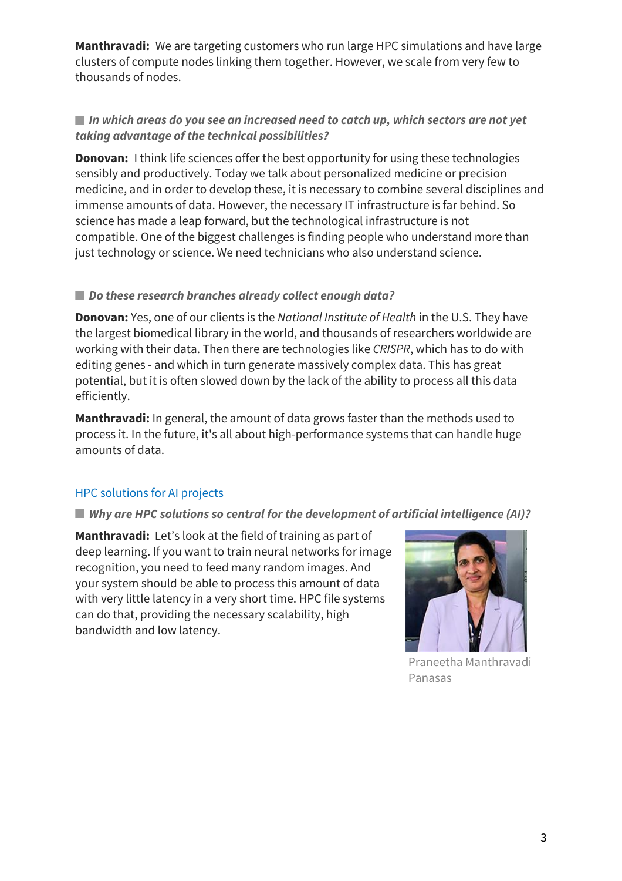**Manthravadi:** We are targeting customers who run large HPC simulations and have large clusters of compute nodes linking them together. However, we scale from very few to thousands of nodes.

***In which areas do you see an increased need to catch up, which sectors are not yet taking advantage of the technical possibilities?***

**Donovan:** I think life sciences offer the best opportunity for using these technologies sensibly and productively. Today we talk about personalized medicine or precision medicine, and in order to develop these, it is necessary to combine several disciplines and immense amounts of data. However, the necessary IT infrastructure is far behind. So science has made a leap forward, but the technological infrastructure is not compatible. One of the biggest challenges is finding people who understand more than just technology or science. We need technicians who also understand science.

***Do these research branches already collect enough data?***

**Donovan:** Yes, one of our clients is the *National Institute of Health* in the U.S. They have the largest biomedical library in the world, and thousands of researchers worldwide are working with their data. Then there are technologies like *CRISPR*, which has to do with editing genes - and which in turn generate massively complex data. This has great potential, but it is often slowed down by the lack of the ability to process all this data efficiently.

**Manthravadi:** In general, the amount of data grows faster than the methods used to process it. In the future, it's all about high-performance systems that can handle huge amounts of data.

## HPC solutions for AI projects

***Why are HPC solutions so central for the development of artificial intelligence (AI)?***

**Manthravadi:** Let's look at the field of training as part of deep learning. If you want to train neural networks for image recognition, you need to feed many random images. And your system should be able to process this amount of data with very little latency in a very short time. HPC file systems can do that, providing the necessary scalability, high bandwidth and low latency.

Praneetha Manthravadi
Panasas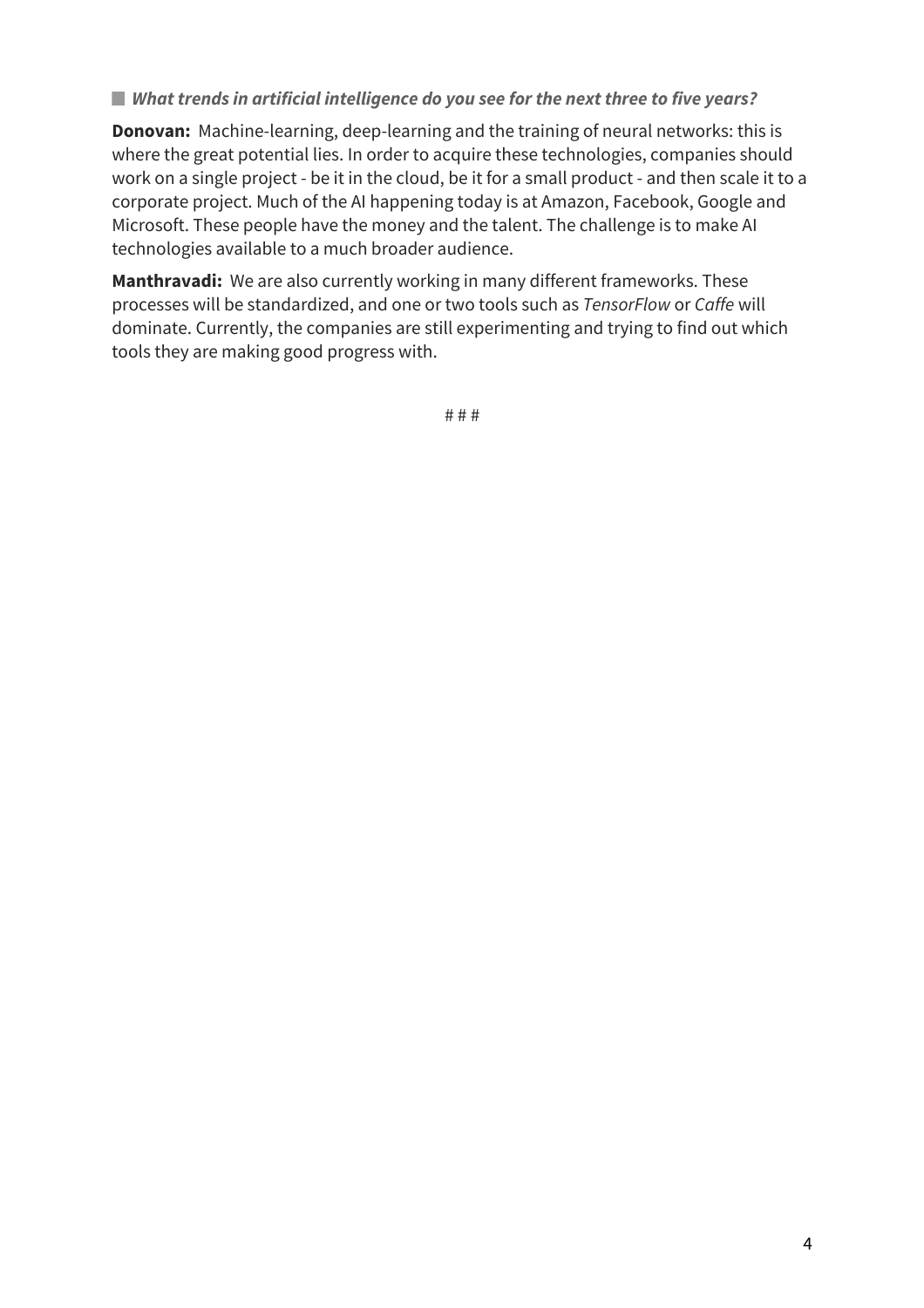**_What trends in artificial intelligence do you see for the next three to five years?_**

**Donovan:** Machine-learning, deep-learning and the training of neural networks: this is where the great potential lies. In order to acquire these technologies, companies should work on a single project - be it in the cloud, be it for a small product - and then scale it to a corporate project. Much of the AI happening today is at Amazon, Facebook, Google and Microsoft. These people have the money and the talent. The challenge is to make AI technologies available to a much broader audience.

**Manthravadi:** We are also currently working in many different frameworks. These processes will be standardized, and one or two tools such as *TensorFlow* or *Caffe* will dominate. Currently, the companies are still experimenting and trying to find out which tools they are making good progress with.

# # #